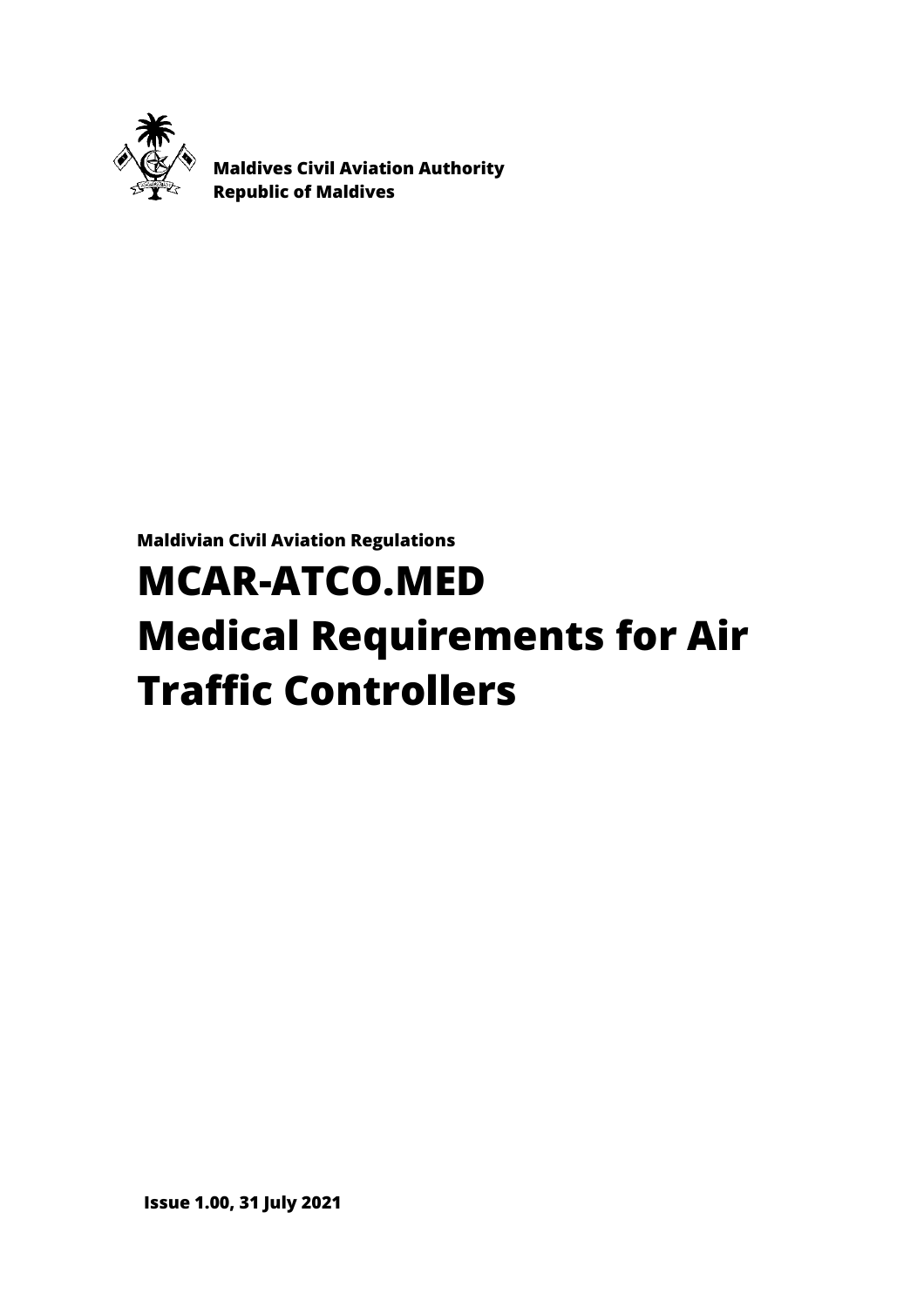**Maldives Civil Aviation Authority**
**Republic of Maldives**

**Maldivian Civil Aviation Regulations**

# MCAR-ATCO.MED
# Medical Requirements for Air Traffic Controllers

**Issue 1.00, 31 July 2021**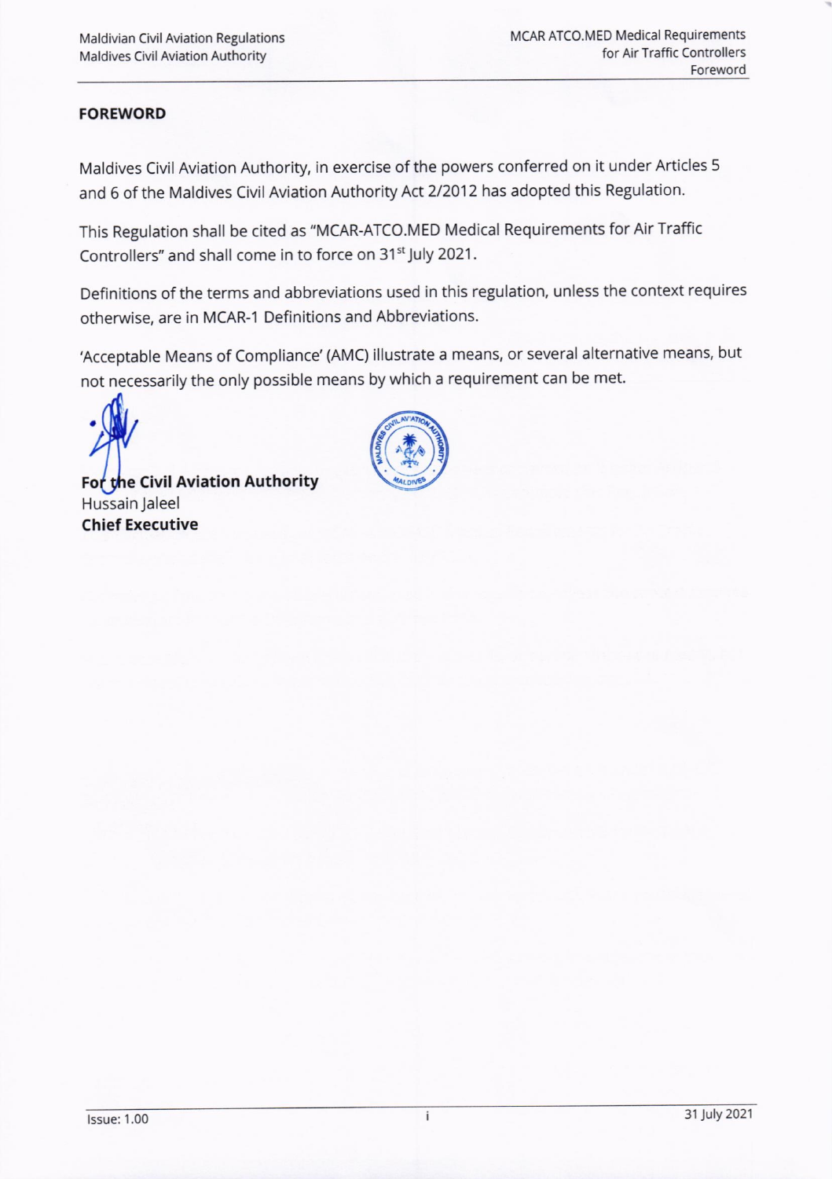**FOREWORD**

Maldives Civil Aviation Authority, in exercise of the powers conferred on it under Articles 5 and 6 of the Maldives Civil Aviation Authority Act 2/2012 has adopted this Regulation.

This Regulation shall be cited as "MCAR-ATCO.MED Medical Requirements for Air Traffic Controllers" and shall come in to force on 31st July 2021.

Definitions of the terms and abbreviations used in this regulation, unless the context requires otherwise, are in MCAR-1 Definitions and Abbreviations.

'Acceptable Means of Compliance' (AMC) illustrate a means, or several alternative means, but not necessarily the only possible means by which a requirement can be met.

**For the Civil Aviation Authority**
Hussain Jaleel
**Chief Executive**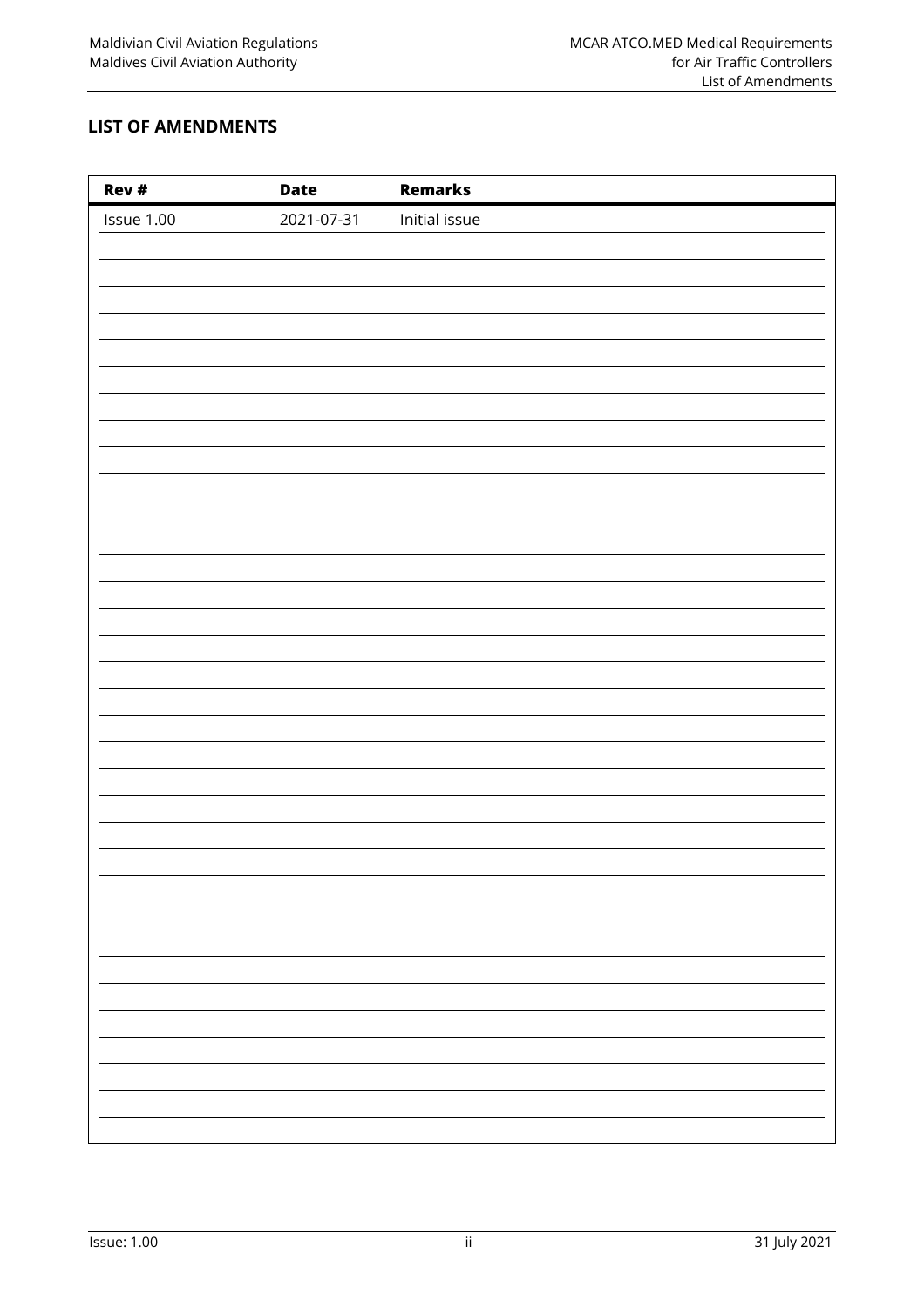## LIST OF AMENDMENTS

| Rev # | Date | Remarks |
|---|---|---|
| Issue 1.00 | 2021-07-31 | Initial issue |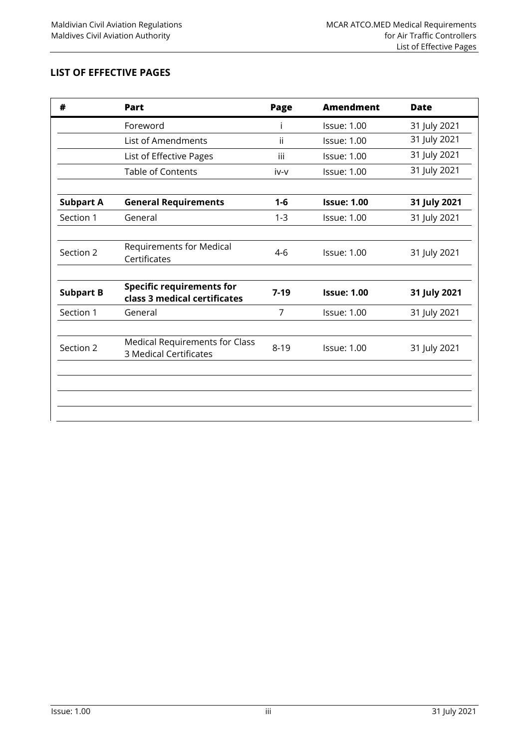## LIST OF EFFECTIVE PAGES

| # | Part | Page | Amendment | Date |
|---|---|---|---|---|
| | Foreword | i | Issue: 1.00 | 31 July 2021 |
| | List of Amendments | ii | Issue: 1.00 | 31 July 2021 |
| | List of Effective Pages | iii | Issue: 1.00 | 31 July 2021 |
| | Table of Contents | iv-v | Issue: 1.00 | 31 July 2021 |
| | | | | |
| **Subpart A** | **General Requirements** | **1-6** | **Issue: 1.00** | **31 July 2021** |
| Section 1 | General | 1-3 | Issue: 1.00 | 31 July 2021 |
| | | | | |
| Section 2 | Requirements for Medical Certificates | 4-6 | Issue: 1.00 | 31 July 2021 |
| | | | | |
| **Subpart B** | **Specific requirements for class 3 medical certificates** | **7-19** | **Issue: 1.00** | **31 July 2021** |
| Section 1 | General | 7 | Issue: 1.00 | 31 July 2021 |
| | | | | |
| Section 2 | Medical Requirements for Class 3 Medical Certificates | 8-19 | Issue: 1.00 | 31 July 2021 |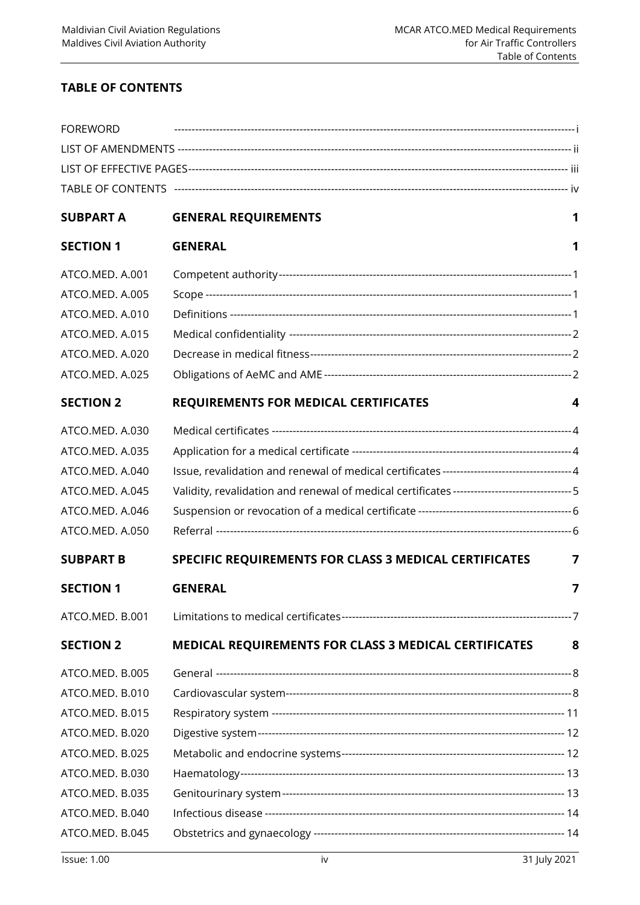## TABLE OF CONTENTS

| | | |
|---|---|---|
| FOREWORD | | i |
| LIST OF AMENDMENTS | | ii |
| LIST OF EFFECTIVE PAGES | | iii |
| TABLE OF CONTENTS | | iv |
| **SUBPART A** | **GENERAL REQUIREMENTS** | **1** |
| **SECTION 1** | **GENERAL** | **1** |
| ATCO.MED. A.001 | Competent authority | 1 |
| ATCO.MED. A.005 | Scope | 1 |
| ATCO.MED. A.010 | Definitions | 1 |
| ATCO.MED. A.015 | Medical confidentiality | 2 |
| ATCO.MED. A.020 | Decrease in medical fitness | 2 |
| ATCO.MED. A.025 | Obligations of AeMC and AME | 2 |
| **SECTION 2** | **REQUIREMENTS FOR MEDICAL CERTIFICATES** | **4** |
| ATCO.MED. A.030 | Medical certificates | 4 |
| ATCO.MED. A.035 | Application for a medical certificate | 4 |
| ATCO.MED. A.040 | Issue, revalidation and renewal of medical certificates | 4 |
| ATCO.MED. A.045 | Validity, revalidation and renewal of medical certificates | 5 |
| ATCO.MED. A.046 | Suspension or revocation of a medical certificate | 6 |
| ATCO.MED. A.050 | Referral | 6 |
| **SUBPART B** | **SPECIFIC REQUIREMENTS FOR CLASS 3 MEDICAL CERTIFICATES** | **7** |
| **SECTION 1** | **GENERAL** | **7** |
| ATCO.MED. B.001 | Limitations to medical certificates | 7 |
| **SECTION 2** | **MEDICAL REQUIREMENTS FOR CLASS 3 MEDICAL CERTIFICATES** | **8** |
| ATCO.MED. B.005 | General | 8 |
| ATCO.MED. B.010 | Cardiovascular system | 8 |
| ATCO.MED. B.015 | Respiratory system | 11 |
| ATCO.MED. B.020 | Digestive system | 12 |
| ATCO.MED. B.025 | Metabolic and endocrine systems | 12 |
| ATCO.MED. B.030 | Haematology | 13 |
| ATCO.MED. B.035 | Genitourinary system | 13 |
| ATCO.MED. B.040 | Infectious disease | 14 |
| ATCO.MED. B.045 | Obstetrics and gynaecology | 14 |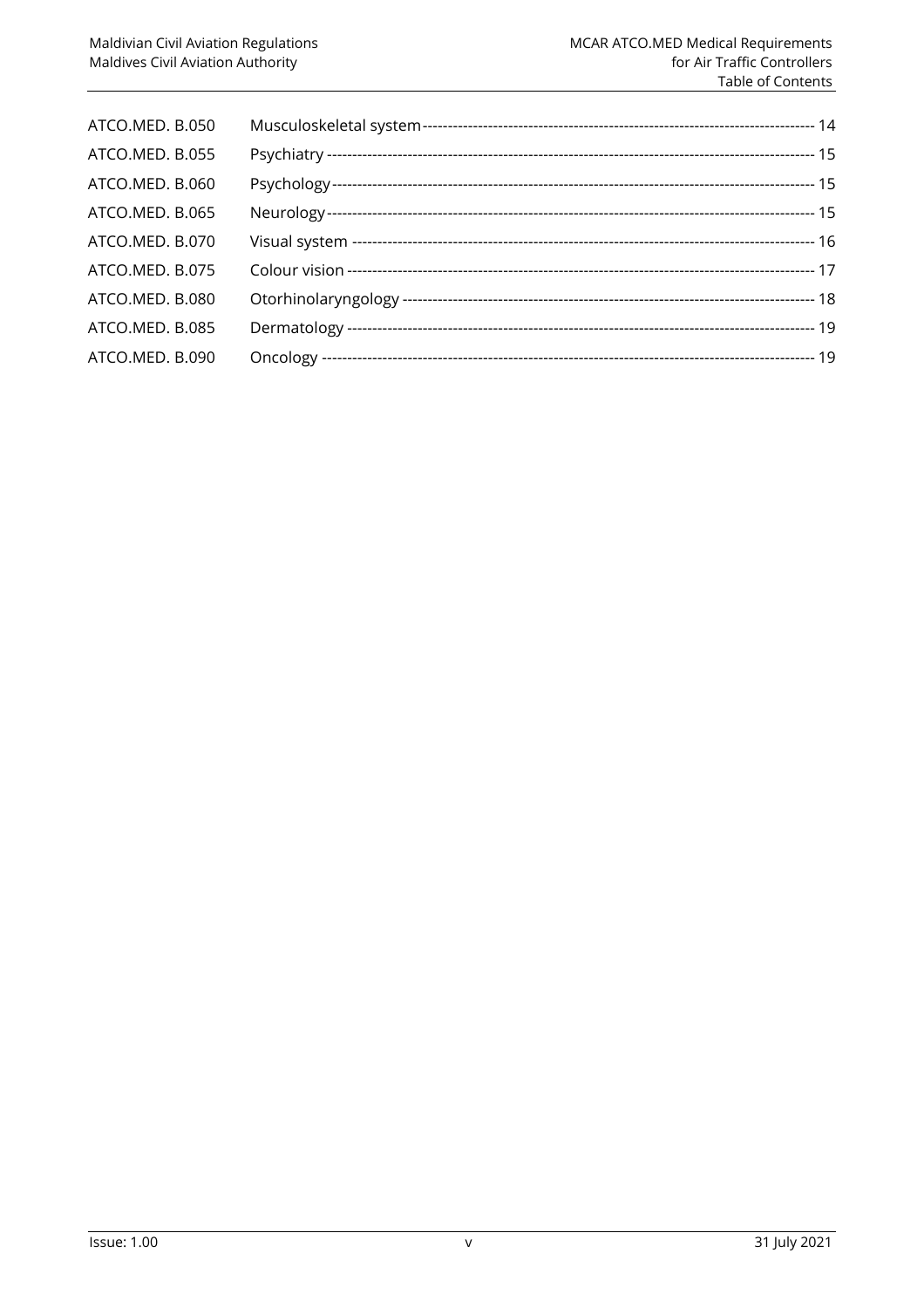| | | |
|---|---|---|
| ATCO.MED. B.050 | Musculoskeletal system | 14 |
| ATCO.MED. B.055 | Psychiatry | 15 |
| ATCO.MED. B.060 | Psychology | 15 |
| ATCO.MED. B.065 | Neurology | 15 |
| ATCO.MED. B.070 | Visual system | 16 |
| ATCO.MED. B.075 | Colour vision | 17 |
| ATCO.MED. B.080 | Otorhinolaryngology | 18 |
| ATCO.MED. B.085 | Dermatology | 19 |
| ATCO.MED. B.090 | Oncology | 19 |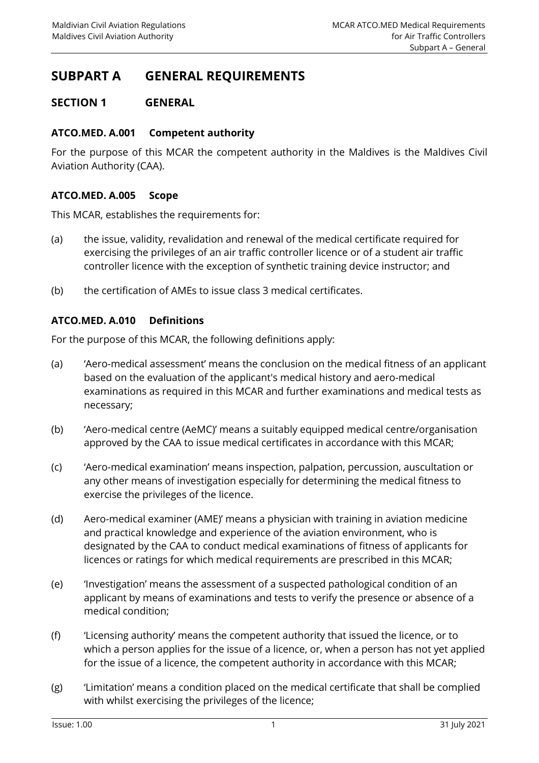# SUBPART A GENERAL REQUIREMENTS

## SECTION 1 GENERAL

### ATCO.MED. A.001 Competent authority

For the purpose of this MCAR the competent authority in the Maldives is the Maldives Civil Aviation Authority (CAA).

### ATCO.MED. A.005 Scope

This MCAR, establishes the requirements for:

(a) the issue, validity, revalidation and renewal of the medical certificate required for exercising the privileges of an air traffic controller licence or of a student air traffic controller licence with the exception of synthetic training device instructor; and

(b) the certification of AMEs to issue class 3 medical certificates.

### ATCO.MED. A.010 Definitions

For the purpose of this MCAR, the following definitions apply:

(a) 'Aero-medical assessment' means the conclusion on the medical fitness of an applicant based on the evaluation of the applicant's medical history and aero-medical examinations as required in this MCAR and further examinations and medical tests as necessary;

(b) 'Aero-medical centre (AeMC)' means a suitably equipped medical centre/organisation approved by the CAA to issue medical certificates in accordance with this MCAR;

(c) 'Aero-medical examination' means inspection, palpation, percussion, auscultation or any other means of investigation especially for determining the medical fitness to exercise the privileges of the licence.

(d) Aero-medical examiner (AME)' means a physician with training in aviation medicine and practical knowledge and experience of the aviation environment, who is designated by the CAA to conduct medical examinations of fitness of applicants for licences or ratings for which medical requirements are prescribed in this MCAR;

(e) 'Investigation' means the assessment of a suspected pathological condition of an applicant by means of examinations and tests to verify the presence or absence of a medical condition;

(f) 'Licensing authority' means the competent authority that issued the licence, or to which a person applies for the issue of a licence, or, when a person has not yet applied for the issue of a licence, the competent authority in accordance with this MCAR;

(g) 'Limitation' means a condition placed on the medical certificate that shall be complied with whilst exercising the privileges of the licence;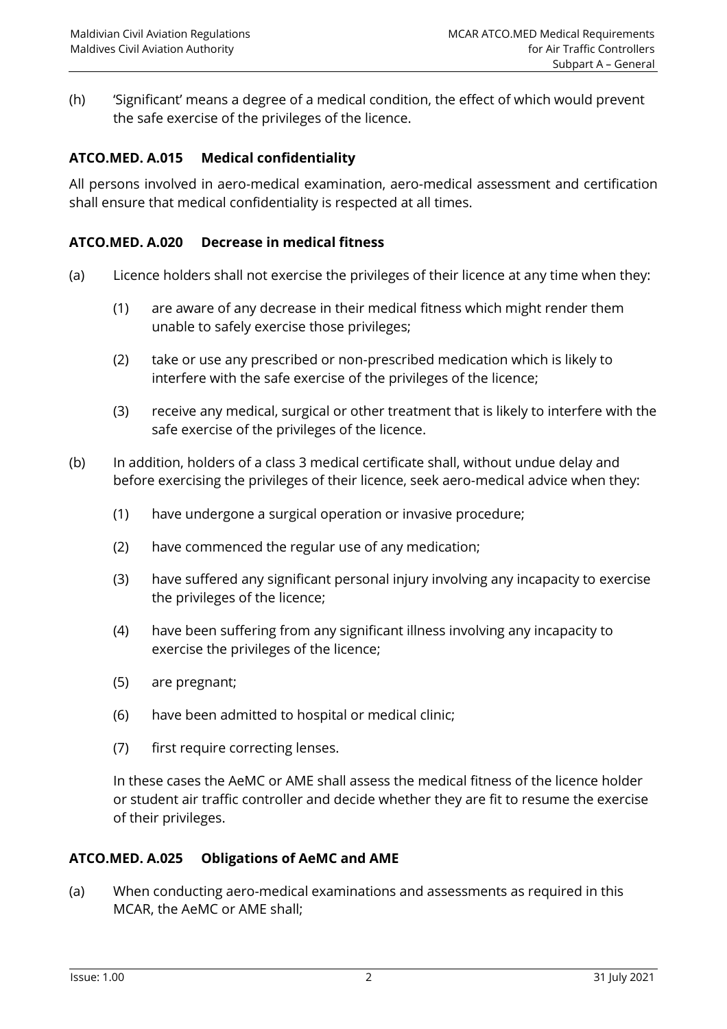(h) 'Significant' means a degree of a medical condition, the effect of which would prevent the safe exercise of the privileges of the licence.

### ATCO.MED. A.015 Medical confidentiality

All persons involved in aero-medical examination, aero-medical assessment and certification shall ensure that medical confidentiality is respected at all times.

### ATCO.MED. A.020 Decrease in medical fitness

(a) Licence holders shall not exercise the privileges of their licence at any time when they:

   (1) are aware of any decrease in their medical fitness which might render them unable to safely exercise those privileges;

   (2) take or use any prescribed or non-prescribed medication which is likely to interfere with the safe exercise of the privileges of the licence;

   (3) receive any medical, surgical or other treatment that is likely to interfere with the safe exercise of the privileges of the licence.

(b) In addition, holders of a class 3 medical certificate shall, without undue delay and before exercising the privileges of their licence, seek aero-medical advice when they:

   (1) have undergone a surgical operation or invasive procedure;

   (2) have commenced the regular use of any medication;

   (3) have suffered any significant personal injury involving any incapacity to exercise the privileges of the licence;

   (4) have been suffering from any significant illness involving any incapacity to exercise the privileges of the licence;

   (5) are pregnant;

   (6) have been admitted to hospital or medical clinic;

   (7) first require correcting lenses.

   In these cases the AeMC or AME shall assess the medical fitness of the licence holder or student air traffic controller and decide whether they are fit to resume the exercise of their privileges.

### ATCO.MED. A.025 Obligations of AeMC and AME

(a) When conducting aero-medical examinations and assessments as required in this MCAR, the AeMC or AME shall;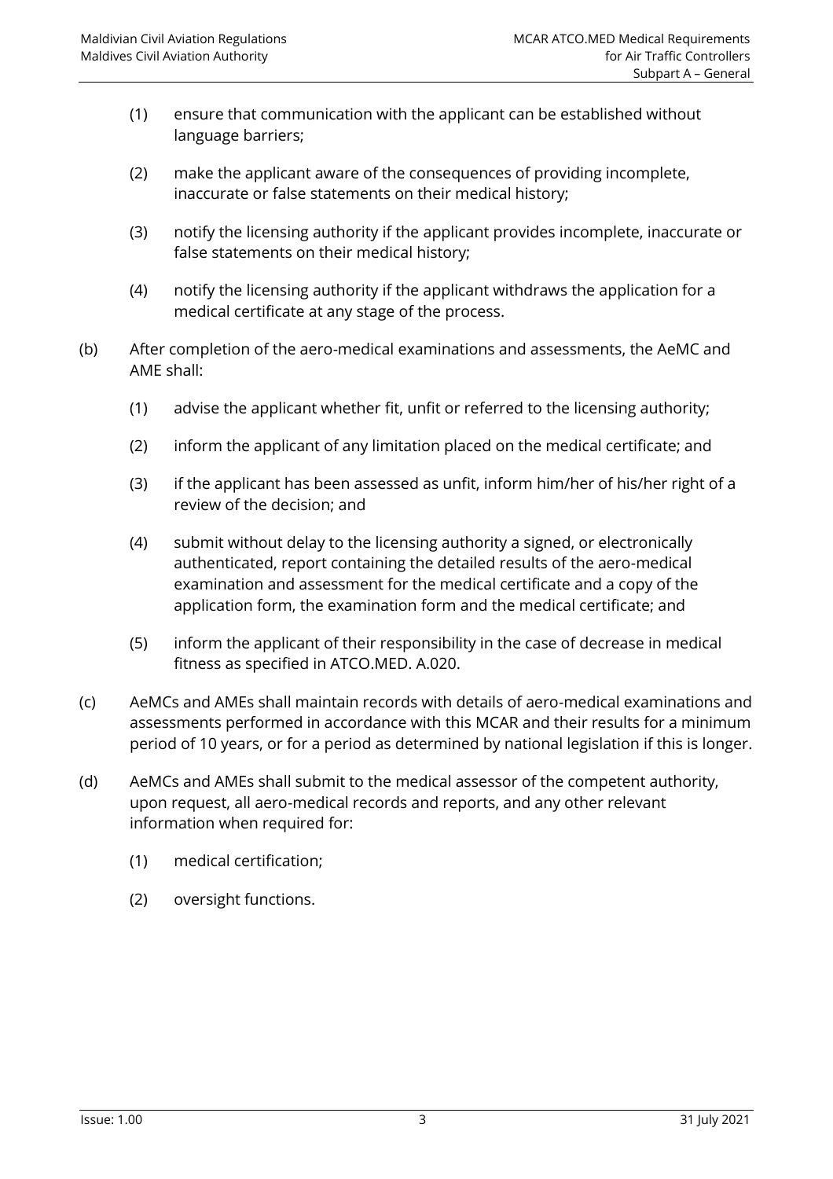(1) ensure that communication with the applicant can be established without language barriers;

(2) make the applicant aware of the consequences of providing incomplete, inaccurate or false statements on their medical history;

(3) notify the licensing authority if the applicant provides incomplete, inaccurate or false statements on their medical history;

(4) notify the licensing authority if the applicant withdraws the application for a medical certificate at any stage of the process.

(b) After completion of the aero-medical examinations and assessments, the AeMC and AME shall:

(1) advise the applicant whether fit, unfit or referred to the licensing authority;

(2) inform the applicant of any limitation placed on the medical certificate; and

(3) if the applicant has been assessed as unfit, inform him/her of his/her right of a review of the decision; and

(4) submit without delay to the licensing authority a signed, or electronically authenticated, report containing the detailed results of the aero-medical examination and assessment for the medical certificate and a copy of the application form, the examination form and the medical certificate; and

(5) inform the applicant of their responsibility in the case of decrease in medical fitness as specified in ATCO.MED. A.020.

(c) AeMCs and AMEs shall maintain records with details of aero-medical examinations and assessments performed in accordance with this MCAR and their results for a minimum period of 10 years, or for a period as determined by national legislation if this is longer.

(d) AeMCs and AMEs shall submit to the medical assessor of the competent authority, upon request, all aero-medical records and reports, and any other relevant information when required for:

(1) medical certification;

(2) oversight functions.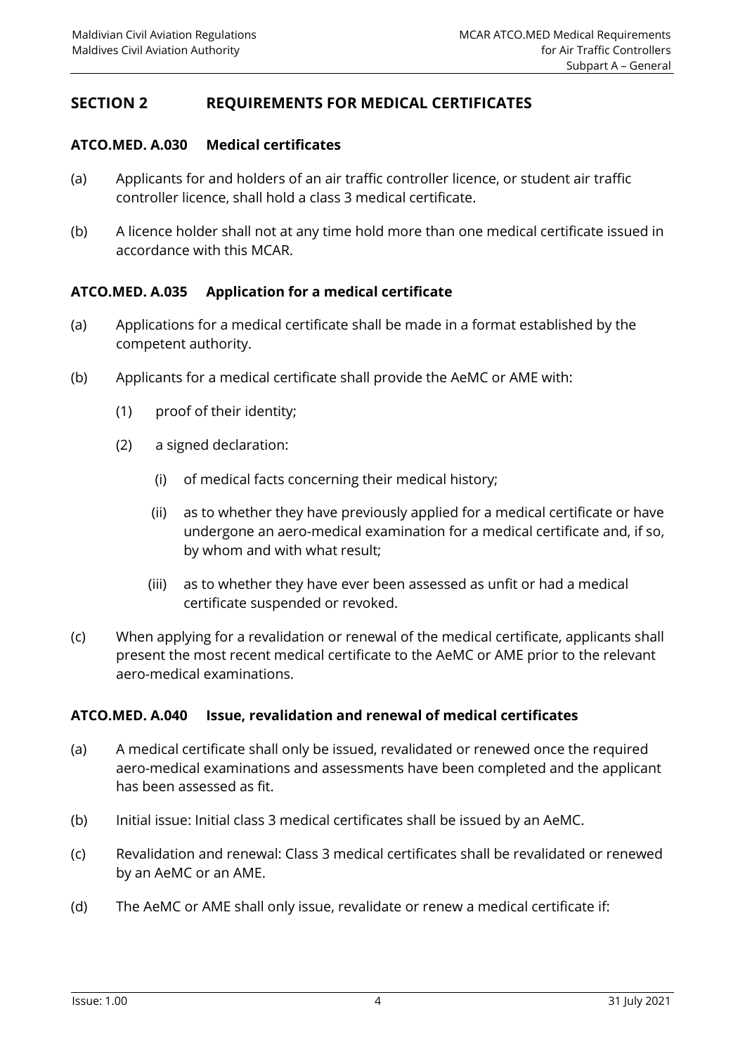## SECTION 2 REQUIREMENTS FOR MEDICAL CERTIFICATES

### ATCO.MED. A.030 Medical certificates

(a) Applicants for and holders of an air traffic controller licence, or student air traffic controller licence, shall hold a class 3 medical certificate.

(b) A licence holder shall not at any time hold more than one medical certificate issued in accordance with this MCAR.

### ATCO.MED. A.035 Application for a medical certificate

(a) Applications for a medical certificate shall be made in a format established by the competent authority.

(b) Applicants for a medical certificate shall provide the AeMC or AME with:

(1) proof of their identity;

(2) a signed declaration:

(i) of medical facts concerning their medical history;

(ii) as to whether they have previously applied for a medical certificate or have undergone an aero-medical examination for a medical certificate and, if so, by whom and with what result;

(iii) as to whether they have ever been assessed as unfit or had a medical certificate suspended or revoked.

(c) When applying for a revalidation or renewal of the medical certificate, applicants shall present the most recent medical certificate to the AeMC or AME prior to the relevant aero-medical examinations.

### ATCO.MED. A.040 Issue, revalidation and renewal of medical certificates

(a) A medical certificate shall only be issued, revalidated or renewed once the required aero-medical examinations and assessments have been completed and the applicant has been assessed as fit.

(b) Initial issue: Initial class 3 medical certificates shall be issued by an AeMC.

(c) Revalidation and renewal: Class 3 medical certificates shall be revalidated or renewed by an AeMC or an AME.

(d) The AeMC or AME shall only issue, revalidate or renew a medical certificate if: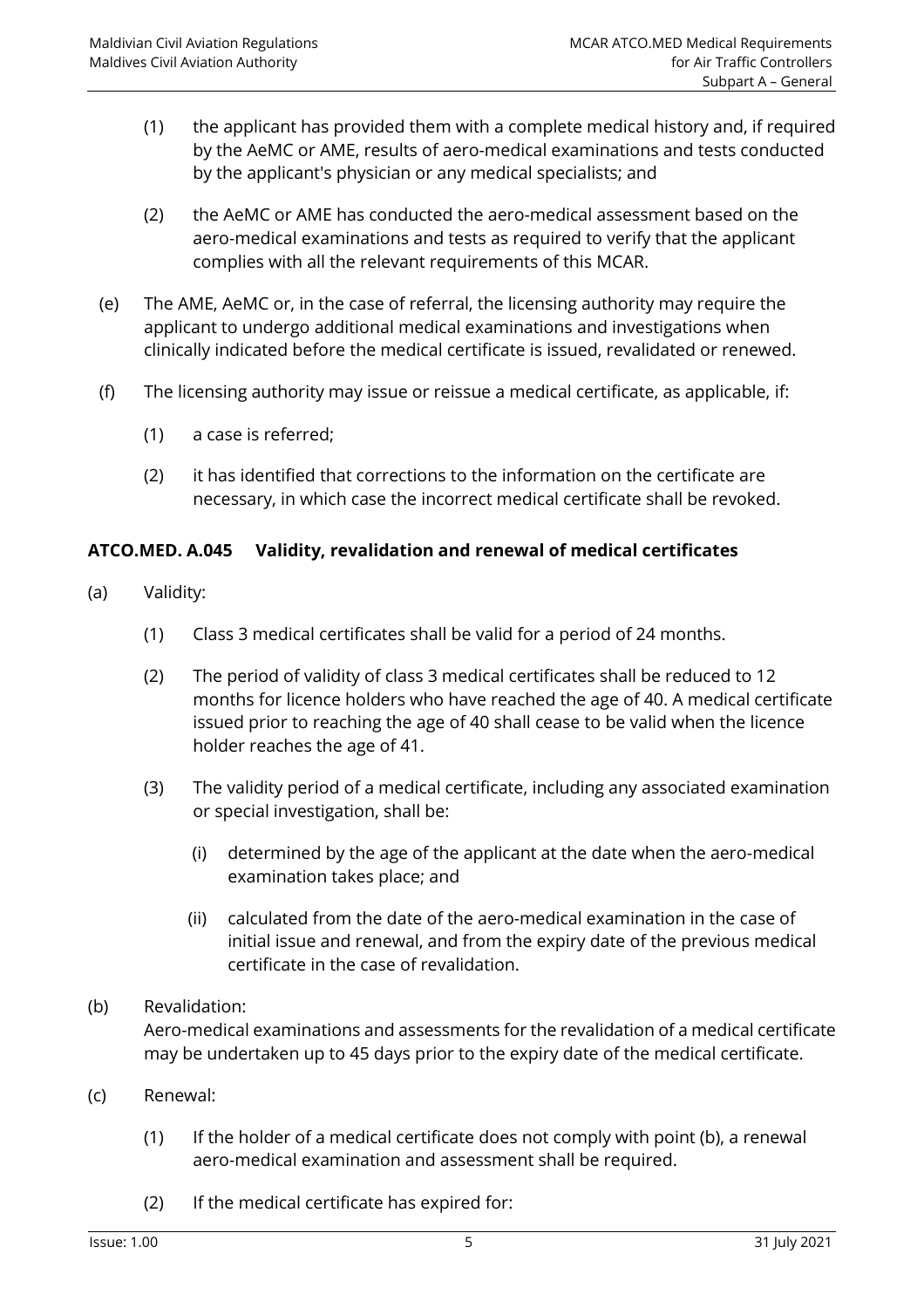(1) the applicant has provided them with a complete medical history and, if required by the AeMC or AME, results of aero-medical examinations and tests conducted by the applicant's physician or any medical specialists; and

(2) the AeMC or AME has conducted the aero-medical assessment based on the aero-medical examinations and tests as required to verify that the applicant complies with all the relevant requirements of this MCAR.

(e) The AME, AeMC or, in the case of referral, the licensing authority may require the applicant to undergo additional medical examinations and investigations when clinically indicated before the medical certificate is issued, revalidated or renewed.

(f) The licensing authority may issue or reissue a medical certificate, as applicable, if:

(1) a case is referred;

(2) it has identified that corrections to the information on the certificate are necessary, in which case the incorrect medical certificate shall be revoked.

### ATCO.MED. A.045 Validity, revalidation and renewal of medical certificates

(a) Validity:

(1) Class 3 medical certificates shall be valid for a period of 24 months.

(2) The period of validity of class 3 medical certificates shall be reduced to 12 months for licence holders who have reached the age of 40. A medical certificate issued prior to reaching the age of 40 shall cease to be valid when the licence holder reaches the age of 41.

(3) The validity period of a medical certificate, including any associated examination or special investigation, shall be:

(i) determined by the age of the applicant at the date when the aero-medical examination takes place; and

(ii) calculated from the date of the aero-medical examination in the case of initial issue and renewal, and from the expiry date of the previous medical certificate in the case of revalidation.

(b) Revalidation:
Aero-medical examinations and assessments for the revalidation of a medical certificate may be undertaken up to 45 days prior to the expiry date of the medical certificate.

(c) Renewal:

(1) If the holder of a medical certificate does not comply with point (b), a renewal aero-medical examination and assessment shall be required.

(2) If the medical certificate has expired for: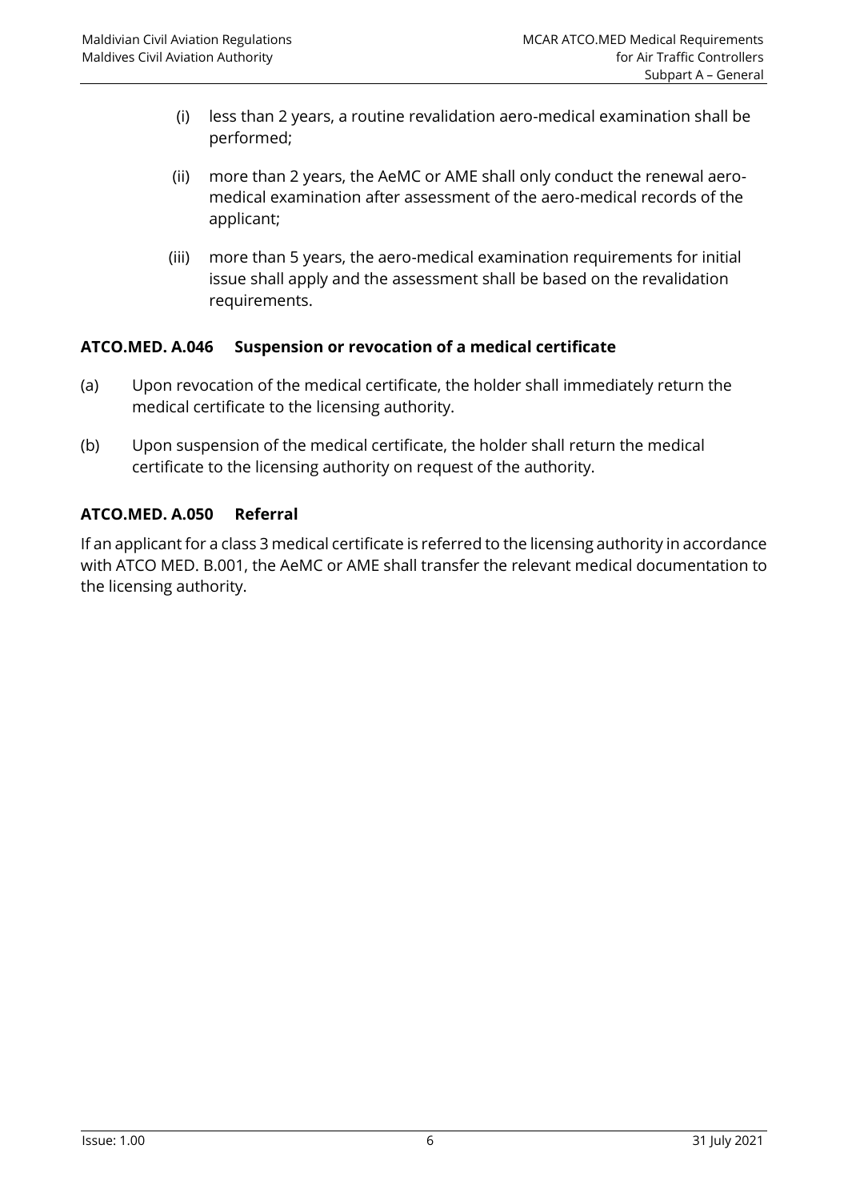(i) less than 2 years, a routine revalidation aero-medical examination shall be performed;

(ii) more than 2 years, the AeMC or AME shall only conduct the renewal aero-medical examination after assessment of the aero-medical records of the applicant;

(iii) more than 5 years, the aero-medical examination requirements for initial issue shall apply and the assessment shall be based on the revalidation requirements.

### ATCO.MED. A.046 Suspension or revocation of a medical certificate

(a) Upon revocation of the medical certificate, the holder shall immediately return the medical certificate to the licensing authority.

(b) Upon suspension of the medical certificate, the holder shall return the medical certificate to the licensing authority on request of the authority.

### ATCO.MED. A.050 Referral

If an applicant for a class 3 medical certificate is referred to the licensing authority in accordance with ATCO MED. B.001, the AeMC or AME shall transfer the relevant medical documentation to the licensing authority.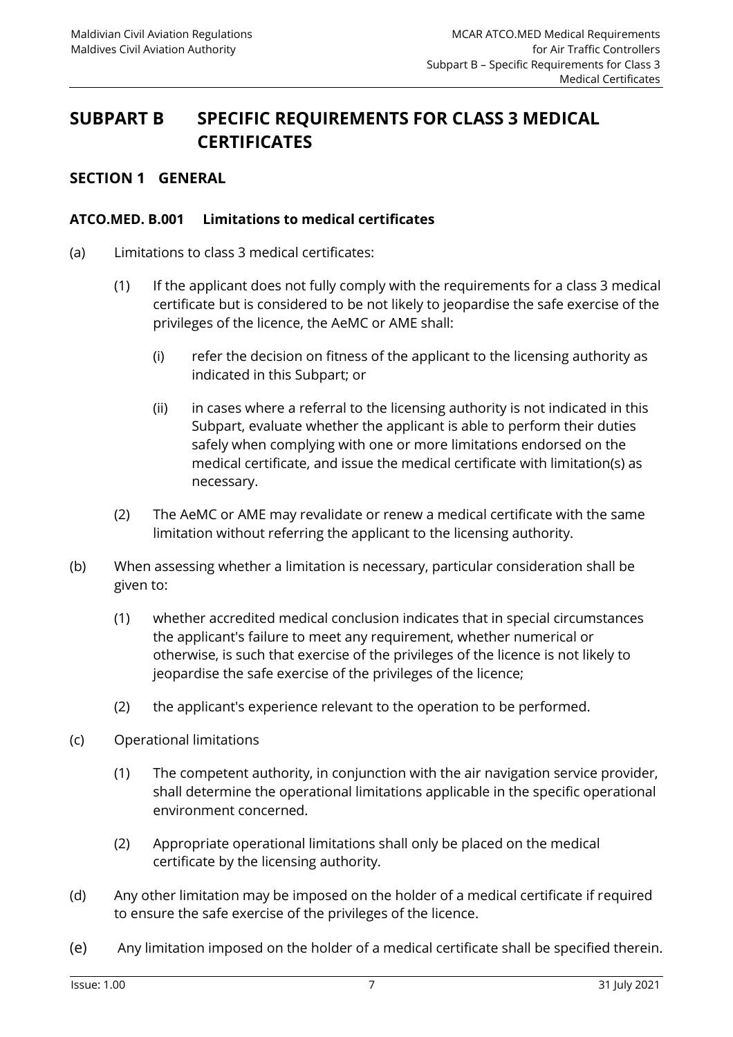# SUBPART B SPECIFIC REQUIREMENTS FOR CLASS 3 MEDICAL CERTIFICATES

## SECTION 1 GENERAL

### ATCO.MED. B.001 Limitations to medical certificates

(a) Limitations to class 3 medical certificates:

(1) If the applicant does not fully comply with the requirements for a class 3 medical certificate but is considered to be not likely to jeopardise the safe exercise of the privileges of the licence, the AeMC or AME shall:

(i) refer the decision on fitness of the applicant to the licensing authority as indicated in this Subpart; or

(ii) in cases where a referral to the licensing authority is not indicated in this Subpart, evaluate whether the applicant is able to perform their duties safely when complying with one or more limitations endorsed on the medical certificate, and issue the medical certificate with limitation(s) as necessary.

(2) The AeMC or AME may revalidate or renew a medical certificate with the same limitation without referring the applicant to the licensing authority.

(b) When assessing whether a limitation is necessary, particular consideration shall be given to:

(1) whether accredited medical conclusion indicates that in special circumstances the applicant's failure to meet any requirement, whether numerical or otherwise, is such that exercise of the privileges of the licence is not likely to jeopardise the safe exercise of the privileges of the licence;

(2) the applicant's experience relevant to the operation to be performed.

(c) Operational limitations

(1) The competent authority, in conjunction with the air navigation service provider, shall determine the operational limitations applicable in the specific operational environment concerned.

(2) Appropriate operational limitations shall only be placed on the medical certificate by the licensing authority.

(d) Any other limitation may be imposed on the holder of a medical certificate if required to ensure the safe exercise of the privileges of the licence.

(e) Any limitation imposed on the holder of a medical certificate shall be specified therein.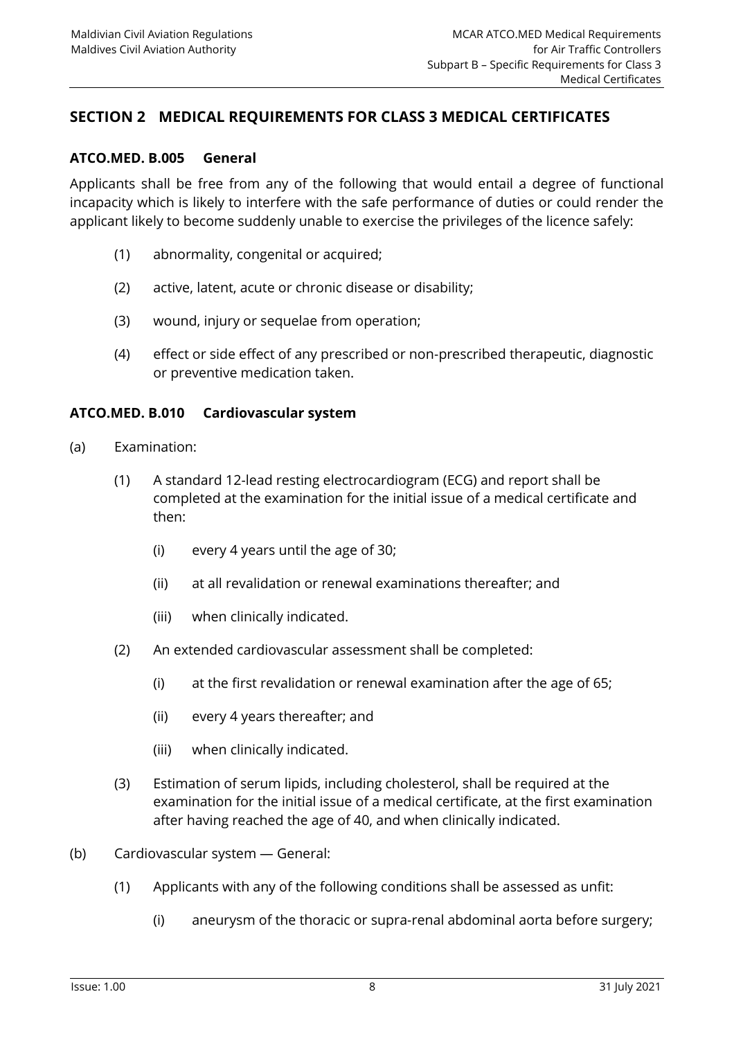## SECTION 2 MEDICAL REQUIREMENTS FOR CLASS 3 MEDICAL CERTIFICATES

### ATCO.MED. B.005 General

Applicants shall be free from any of the following that would entail a degree of functional incapacity which is likely to interfere with the safe performance of duties or could render the applicant likely to become suddenly unable to exercise the privileges of the licence safely:

(1) abnormality, congenital or acquired;

(2) active, latent, acute or chronic disease or disability;

(3) wound, injury or sequelae from operation;

(4) effect or side effect of any prescribed or non-prescribed therapeutic, diagnostic or preventive medication taken.

### ATCO.MED. B.010 Cardiovascular system

(a) Examination:

(1) A standard 12-lead resting electrocardiogram (ECG) and report shall be completed at the examination for the initial issue of a medical certificate and then:

(i) every 4 years until the age of 30;

(ii) at all revalidation or renewal examinations thereafter; and

(iii) when clinically indicated.

(2) An extended cardiovascular assessment shall be completed:

(i) at the first revalidation or renewal examination after the age of 65;

(ii) every 4 years thereafter; and

(iii) when clinically indicated.

(3) Estimation of serum lipids, including cholesterol, shall be required at the examination for the initial issue of a medical certificate, at the first examination after having reached the age of 40, and when clinically indicated.

(b) Cardiovascular system — General:

(1) Applicants with any of the following conditions shall be assessed as unfit:

(i) aneurysm of the thoracic or supra-renal abdominal aorta before surgery;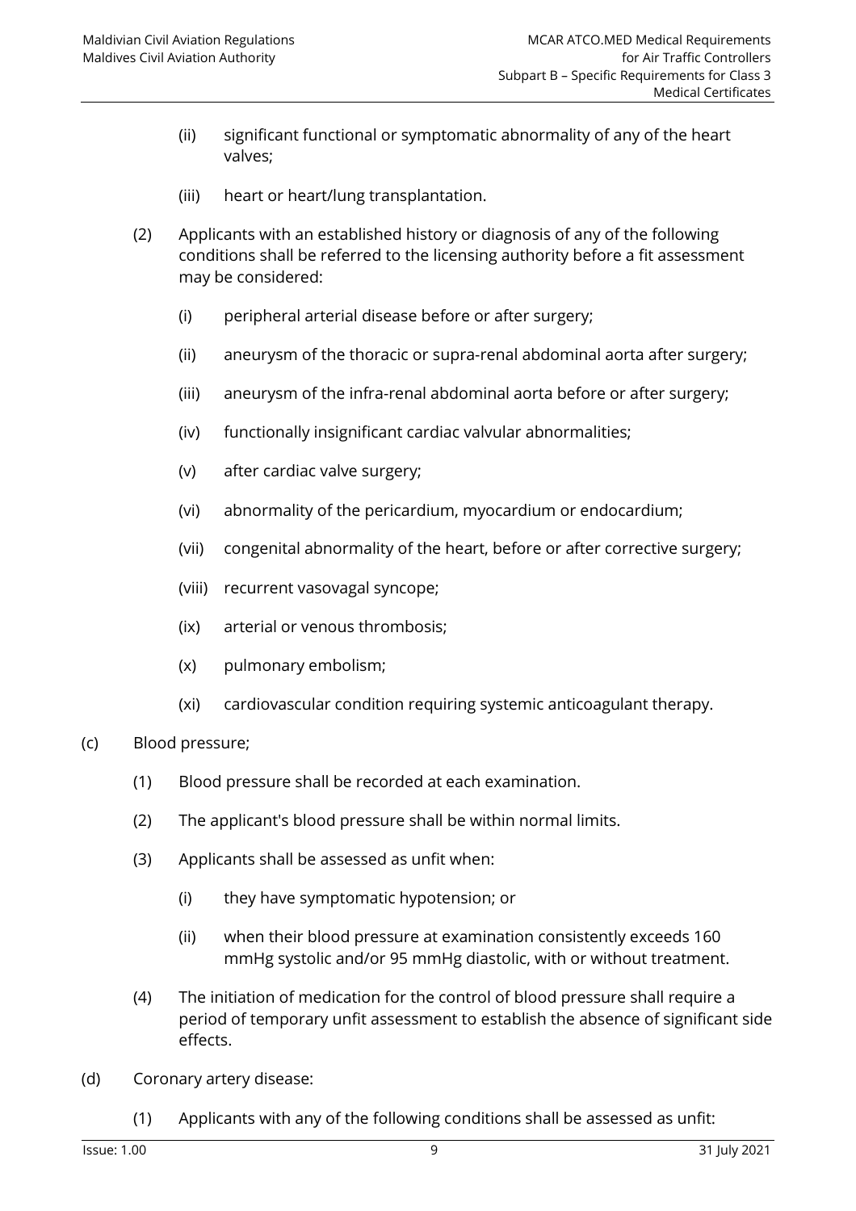(ii) significant functional or symptomatic abnormality of any of the heart valves;

(iii) heart or heart/lung transplantation.

(2) Applicants with an established history or diagnosis of any of the following conditions shall be referred to the licensing authority before a fit assessment may be considered:

(i) peripheral arterial disease before or after surgery;

(ii) aneurysm of the thoracic or supra-renal abdominal aorta after surgery;

(iii) aneurysm of the infra-renal abdominal aorta before or after surgery;

(iv) functionally insignificant cardiac valvular abnormalities;

(v) after cardiac valve surgery;

(vi) abnormality of the pericardium, myocardium or endocardium;

(vii) congenital abnormality of the heart, before or after corrective surgery;

(viii) recurrent vasovagal syncope;

(ix) arterial or venous thrombosis;

(x) pulmonary embolism;

(xi) cardiovascular condition requiring systemic anticoagulant therapy.

(c) Blood pressure;

(1) Blood pressure shall be recorded at each examination.

(2) The applicant's blood pressure shall be within normal limits.

(3) Applicants shall be assessed as unfit when:

(i) they have symptomatic hypotension; or

(ii) when their blood pressure at examination consistently exceeds 160 mmHg systolic and/or 95 mmHg diastolic, with or without treatment.

(4) The initiation of medication for the control of blood pressure shall require a period of temporary unfit assessment to establish the absence of significant side effects.

(d) Coronary artery disease:

(1) Applicants with any of the following conditions shall be assessed as unfit: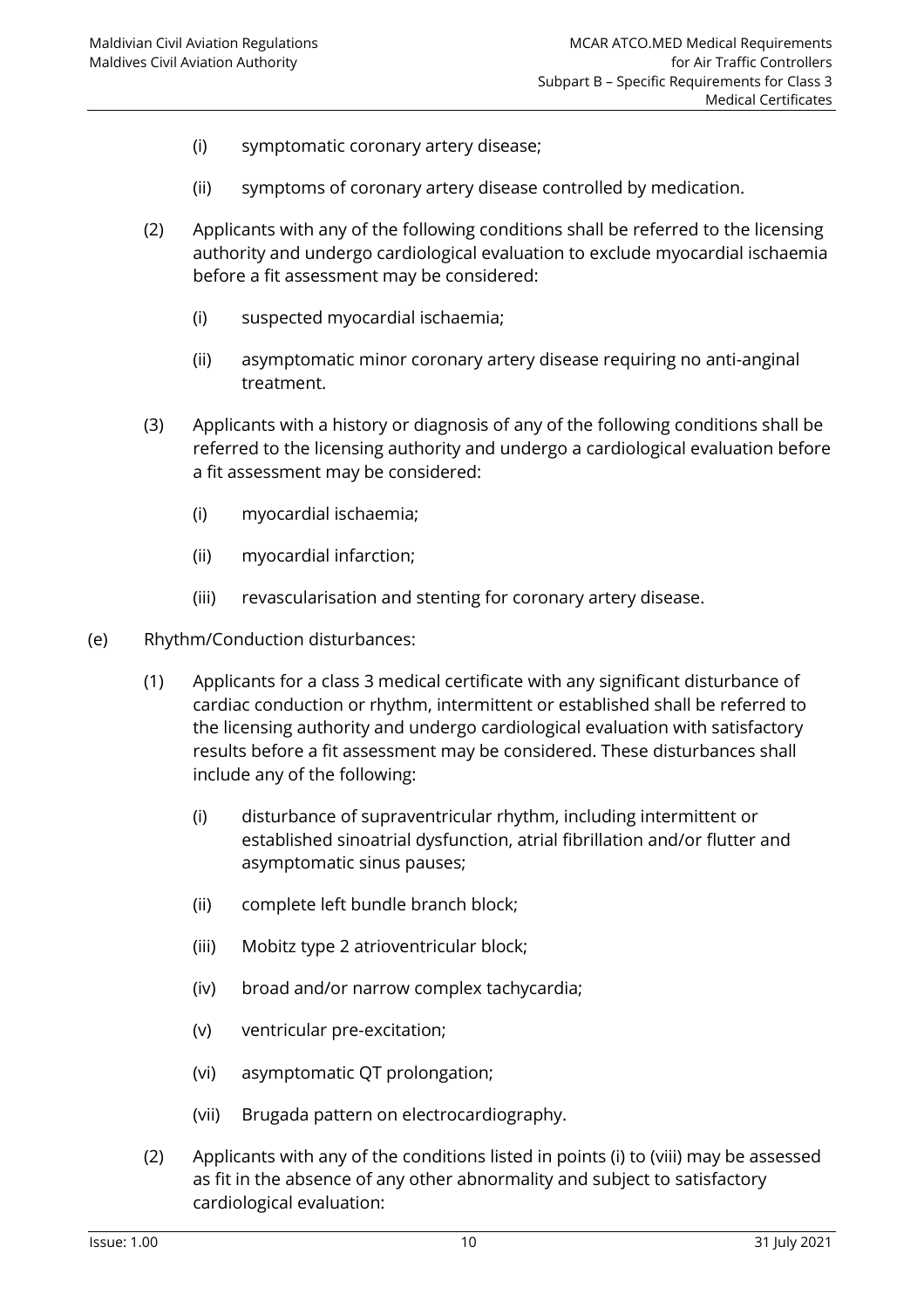(i) symptomatic coronary artery disease;

(ii) symptoms of coronary artery disease controlled by medication.

(2) Applicants with any of the following conditions shall be referred to the licensing authority and undergo cardiological evaluation to exclude myocardial ischaemia before a fit assessment may be considered:

(i) suspected myocardial ischaemia;

(ii) asymptomatic minor coronary artery disease requiring no anti-anginal treatment.

(3) Applicants with a history or diagnosis of any of the following conditions shall be referred to the licensing authority and undergo a cardiological evaluation before a fit assessment may be considered:

(i) myocardial ischaemia;

(ii) myocardial infarction;

(iii) revascularisation and stenting for coronary artery disease.

(e) Rhythm/Conduction disturbances:

(1) Applicants for a class 3 medical certificate with any significant disturbance of cardiac conduction or rhythm, intermittent or established shall be referred to the licensing authority and undergo cardiological evaluation with satisfactory results before a fit assessment may be considered. These disturbances shall include any of the following:

(i) disturbance of supraventricular rhythm, including intermittent or established sinoatrial dysfunction, atrial fibrillation and/or flutter and asymptomatic sinus pauses;

(ii) complete left bundle branch block;

(iii) Mobitz type 2 atrioventricular block;

(iv) broad and/or narrow complex tachycardia;

(v) ventricular pre-excitation;

(vi) asymptomatic QT prolongation;

(vii) Brugada pattern on electrocardiography.

(2) Applicants with any of the conditions listed in points (i) to (viii) may be assessed as fit in the absence of any other abnormality and subject to satisfactory cardiological evaluation: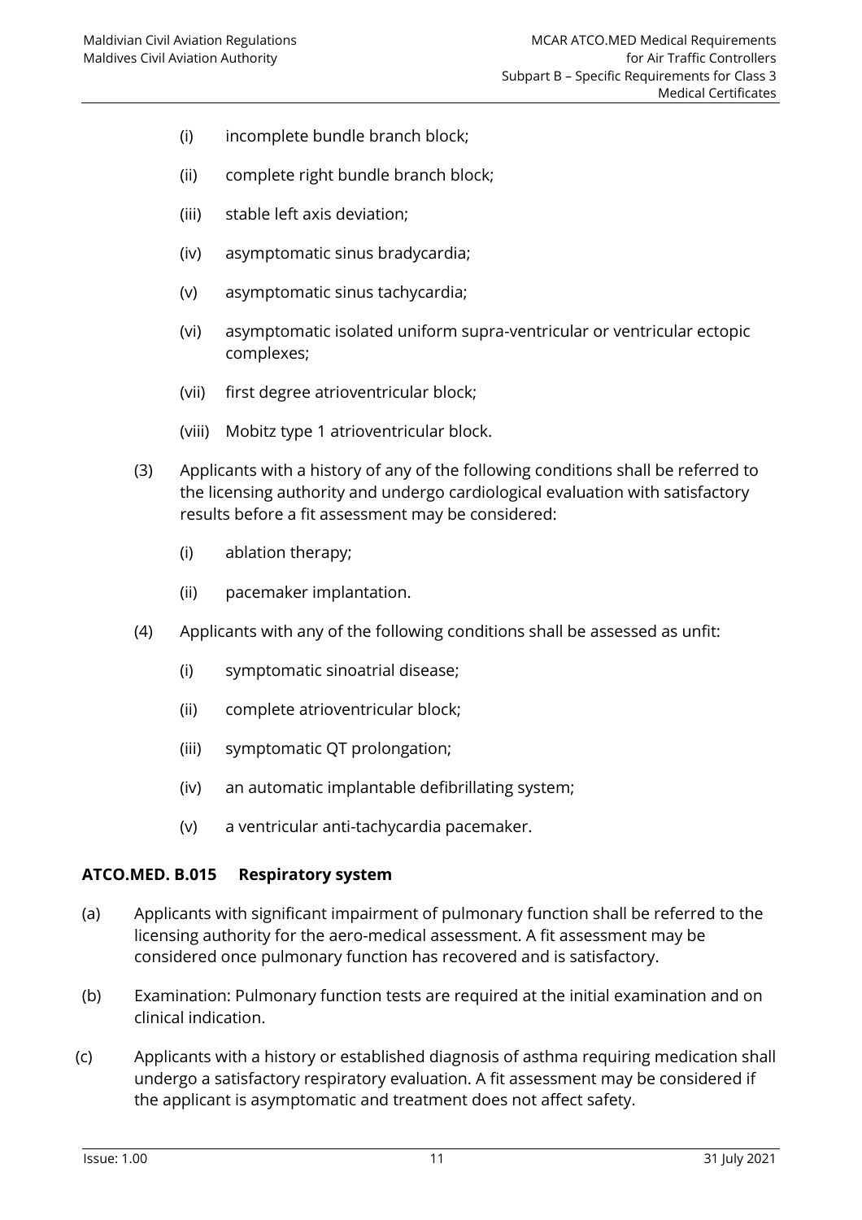(i) incomplete bundle branch block;

(ii) complete right bundle branch block;

(iii) stable left axis deviation;

(iv) asymptomatic sinus bradycardia;

(v) asymptomatic sinus tachycardia;

(vi) asymptomatic isolated uniform supra-ventricular or ventricular ectopic complexes;

(vii) first degree atrioventricular block;

(viii) Mobitz type 1 atrioventricular block.

(3) Applicants with a history of any of the following conditions shall be referred to the licensing authority and undergo cardiological evaluation with satisfactory results before a fit assessment may be considered:

(i) ablation therapy;

(ii) pacemaker implantation.

(4) Applicants with any of the following conditions shall be assessed as unfit:

(i) symptomatic sinoatrial disease;

(ii) complete atrioventricular block;

(iii) symptomatic QT prolongation;

(iv) an automatic implantable defibrillating system;

(v) a ventricular anti-tachycardia pacemaker.

### ATCO.MED. B.015 Respiratory system

(a) Applicants with significant impairment of pulmonary function shall be referred to the licensing authority for the aero-medical assessment. A fit assessment may be considered once pulmonary function has recovered and is satisfactory.

(b) Examination: Pulmonary function tests are required at the initial examination and on clinical indication.

(c) Applicants with a history or established diagnosis of asthma requiring medication shall undergo a satisfactory respiratory evaluation. A fit assessment may be considered if the applicant is asymptomatic and treatment does not affect safety.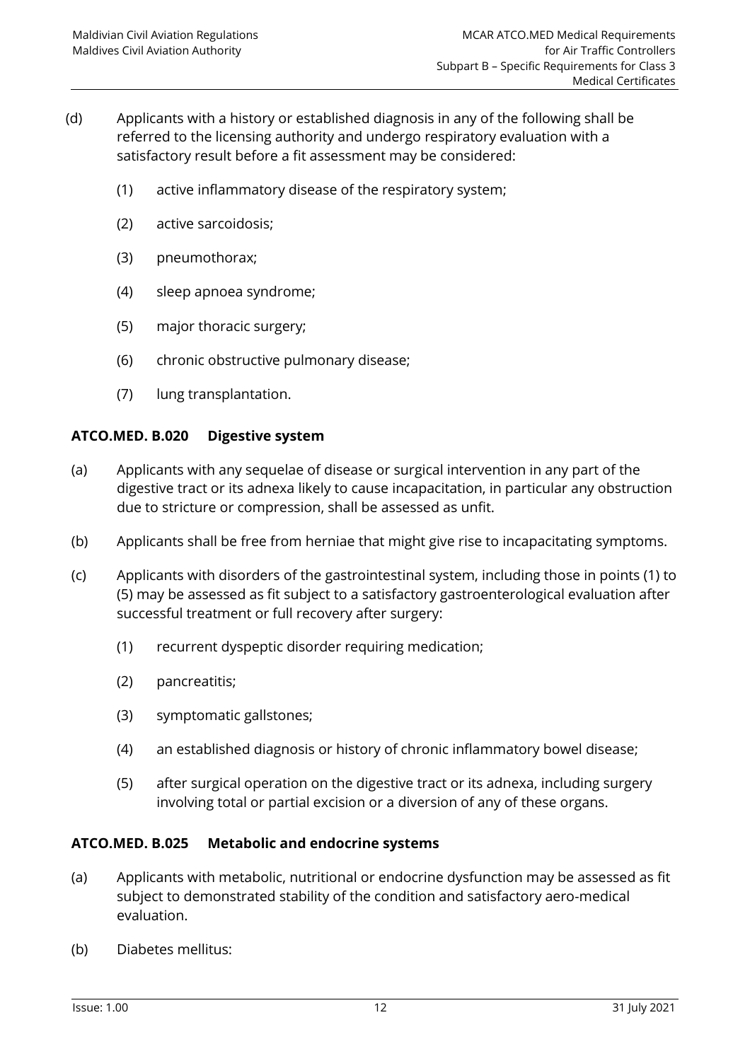(d) Applicants with a history or established diagnosis in any of the following shall be referred to the licensing authority and undergo respiratory evaluation with a satisfactory result before a fit assessment may be considered:

  (1) active inflammatory disease of the respiratory system;

  (2) active sarcoidosis;

  (3) pneumothorax;

  (4) sleep apnoea syndrome;

  (5) major thoracic surgery;

  (6) chronic obstructive pulmonary disease;

  (7) lung transplantation.

### ATCO.MED. B.020 Digestive system

(a) Applicants with any sequelae of disease or surgical intervention in any part of the digestive tract or its adnexa likely to cause incapacitation, in particular any obstruction due to stricture or compression, shall be assessed as unfit.

(b) Applicants shall be free from herniae that might give rise to incapacitating symptoms.

(c) Applicants with disorders of the gastrointestinal system, including those in points (1) to (5) may be assessed as fit subject to a satisfactory gastroenterological evaluation after successful treatment or full recovery after surgery:

  (1) recurrent dyspeptic disorder requiring medication;

  (2) pancreatitis;

  (3) symptomatic gallstones;

  (4) an established diagnosis or history of chronic inflammatory bowel disease;

  (5) after surgical operation on the digestive tract or its adnexa, including surgery involving total or partial excision or a diversion of any of these organs.

### ATCO.MED. B.025 Metabolic and endocrine systems

(a) Applicants with metabolic, nutritional or endocrine dysfunction may be assessed as fit subject to demonstrated stability of the condition and satisfactory aero-medical evaluation.

(b) Diabetes mellitus: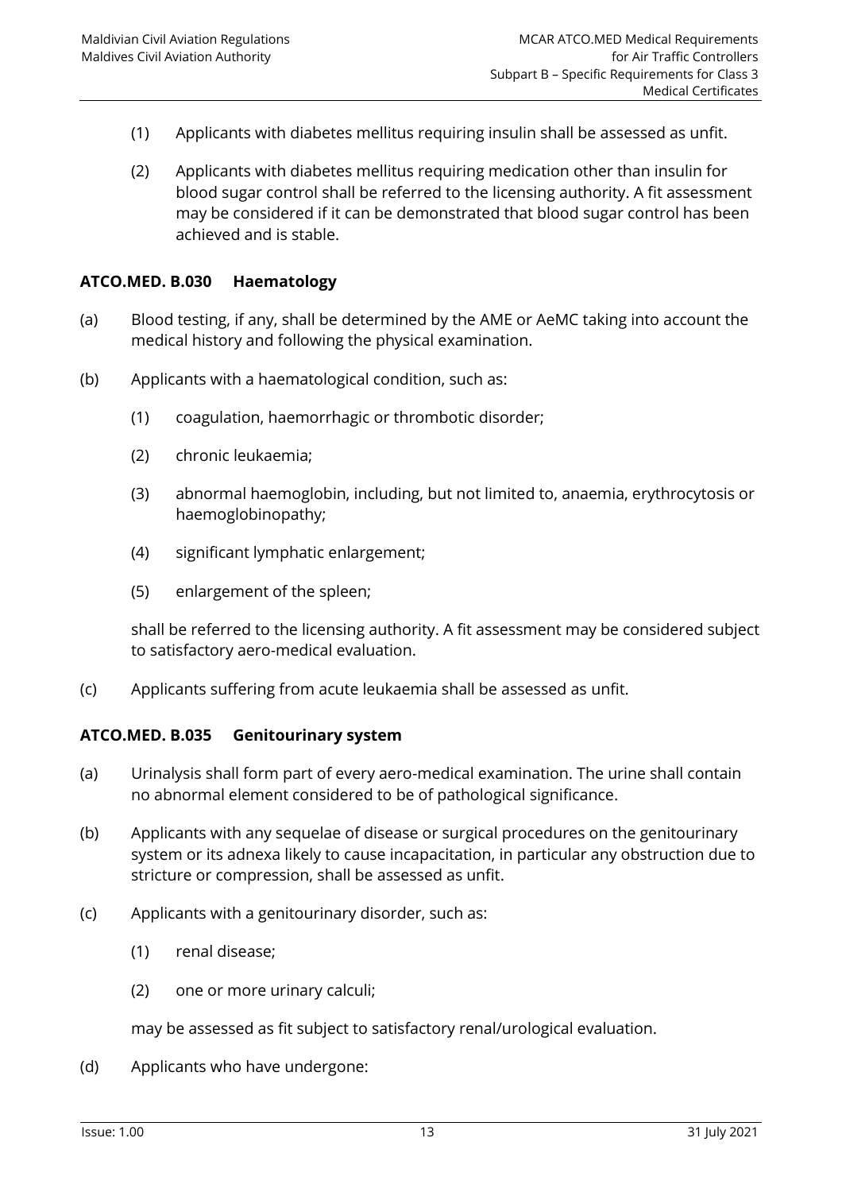(1) Applicants with diabetes mellitus requiring insulin shall be assessed as unfit.

(2) Applicants with diabetes mellitus requiring medication other than insulin for blood sugar control shall be referred to the licensing authority. A fit assessment may be considered if it can be demonstrated that blood sugar control has been achieved and is stable.

### ATCO.MED. B.030 Haematology

(a) Blood testing, if any, shall be determined by the AME or AeMC taking into account the medical history and following the physical examination.

(b) Applicants with a haematological condition, such as:

(1) coagulation, haemorrhagic or thrombotic disorder;

(2) chronic leukaemia;

(3) abnormal haemoglobin, including, but not limited to, anaemia, erythrocytosis or haemoglobinopathy;

(4) significant lymphatic enlargement;

(5) enlargement of the spleen;

shall be referred to the licensing authority. A fit assessment may be considered subject to satisfactory aero-medical evaluation.

(c) Applicants suffering from acute leukaemia shall be assessed as unfit.

### ATCO.MED. B.035 Genitourinary system

(a) Urinalysis shall form part of every aero-medical examination. The urine shall contain no abnormal element considered to be of pathological significance.

(b) Applicants with any sequelae of disease or surgical procedures on the genitourinary system or its adnexa likely to cause incapacitation, in particular any obstruction due to stricture or compression, shall be assessed as unfit.

(c) Applicants with a genitourinary disorder, such as:

(1) renal disease;

(2) one or more urinary calculi;

may be assessed as fit subject to satisfactory renal/urological evaluation.

(d) Applicants who have undergone: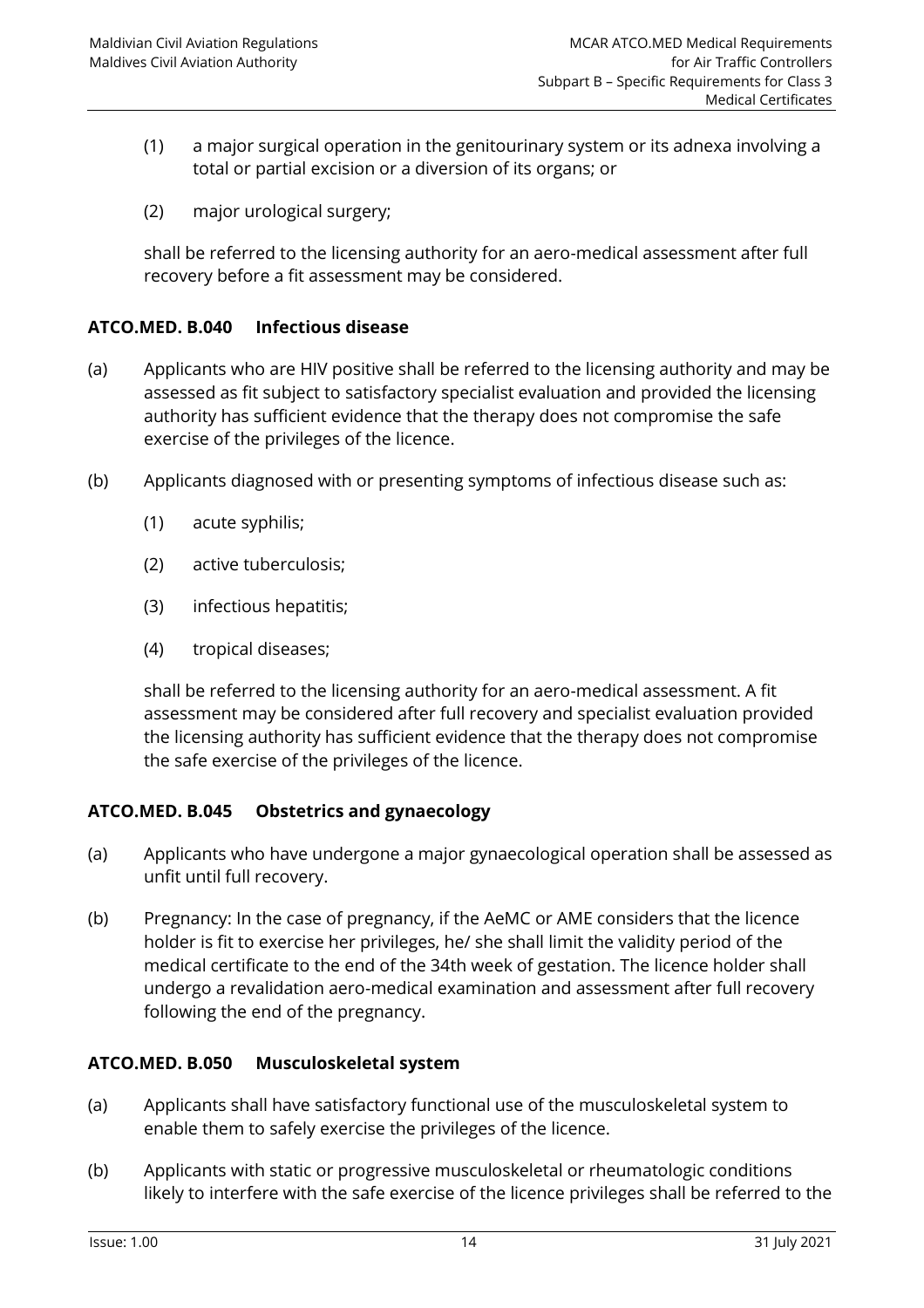(1) a major surgical operation in the genitourinary system or its adnexa involving a total or partial excision or a diversion of its organs; or

(2) major urological surgery;

shall be referred to the licensing authority for an aero-medical assessment after full recovery before a fit assessment may be considered.

### ATCO.MED. B.040 Infectious disease

(a) Applicants who are HIV positive shall be referred to the licensing authority and may be assessed as fit subject to satisfactory specialist evaluation and provided the licensing authority has sufficient evidence that the therapy does not compromise the safe exercise of the privileges of the licence.

(b) Applicants diagnosed with or presenting symptoms of infectious disease such as:

(1) acute syphilis;

(2) active tuberculosis;

(3) infectious hepatitis;

(4) tropical diseases;

shall be referred to the licensing authority for an aero-medical assessment. A fit assessment may be considered after full recovery and specialist evaluation provided the licensing authority has sufficient evidence that the therapy does not compromise the safe exercise of the privileges of the licence.

### ATCO.MED. B.045 Obstetrics and gynaecology

(a) Applicants who have undergone a major gynaecological operation shall be assessed as unfit until full recovery.

(b) Pregnancy: In the case of pregnancy, if the AeMC or AME considers that the licence holder is fit to exercise her privileges, he/ she shall limit the validity period of the medical certificate to the end of the 34th week of gestation. The licence holder shall undergo a revalidation aero-medical examination and assessment after full recovery following the end of the pregnancy.

### ATCO.MED. B.050 Musculoskeletal system

(a) Applicants shall have satisfactory functional use of the musculoskeletal system to enable them to safely exercise the privileges of the licence.

(b) Applicants with static or progressive musculoskeletal or rheumatologic conditions likely to interfere with the safe exercise of the licence privileges shall be referred to the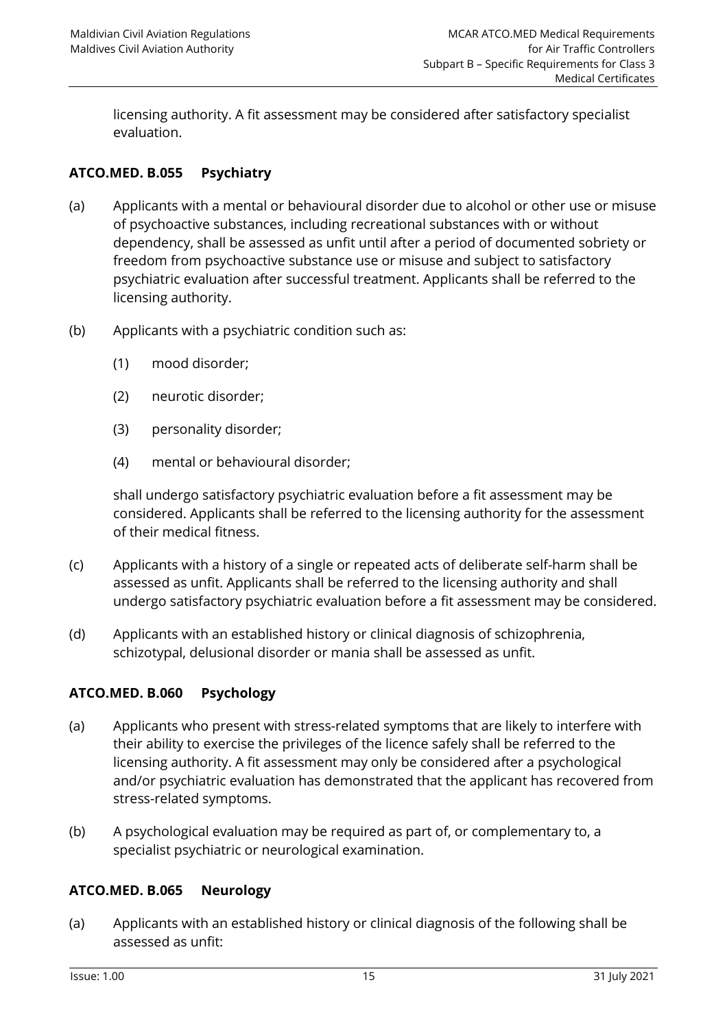licensing authority. A fit assessment may be considered after satisfactory specialist evaluation.

### ATCO.MED. B.055 Psychiatry

(a) Applicants with a mental or behavioural disorder due to alcohol or other use or misuse of psychoactive substances, including recreational substances with or without dependency, shall be assessed as unfit until after a period of documented sobriety or freedom from psychoactive substance use or misuse and subject to satisfactory psychiatric evaluation after successful treatment. Applicants shall be referred to the licensing authority.

(b) Applicants with a psychiatric condition such as:

(1) mood disorder;

(2) neurotic disorder;

(3) personality disorder;

(4) mental or behavioural disorder;

shall undergo satisfactory psychiatric evaluation before a fit assessment may be considered. Applicants shall be referred to the licensing authority for the assessment of their medical fitness.

(c) Applicants with a history of a single or repeated acts of deliberate self-harm shall be assessed as unfit. Applicants shall be referred to the licensing authority and shall undergo satisfactory psychiatric evaluation before a fit assessment may be considered.

(d) Applicants with an established history or clinical diagnosis of schizophrenia, schizotypal, delusional disorder or mania shall be assessed as unfit.

### ATCO.MED. B.060 Psychology

(a) Applicants who present with stress-related symptoms that are likely to interfere with their ability to exercise the privileges of the licence safely shall be referred to the licensing authority. A fit assessment may only be considered after a psychological and/or psychiatric evaluation has demonstrated that the applicant has recovered from stress-related symptoms.

(b) A psychological evaluation may be required as part of, or complementary to, a specialist psychiatric or neurological examination.

### ATCO.MED. B.065 Neurology

(a) Applicants with an established history or clinical diagnosis of the following shall be assessed as unfit: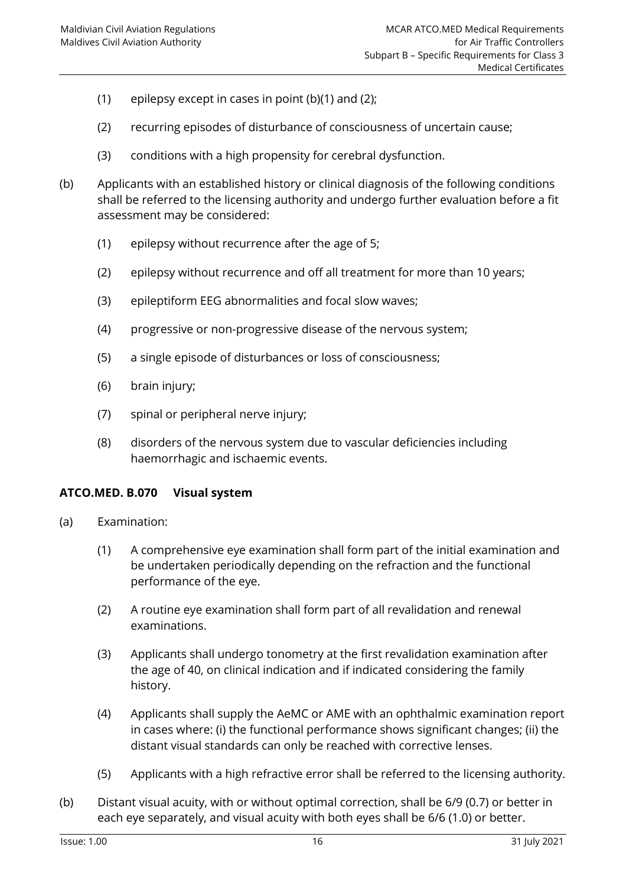(1) epilepsy except in cases in point (b)(1) and (2);

(2) recurring episodes of disturbance of consciousness of uncertain cause;

(3) conditions with a high propensity for cerebral dysfunction.

(b) Applicants with an established history or clinical diagnosis of the following conditions shall be referred to the licensing authority and undergo further evaluation before a fit assessment may be considered:

(1) epilepsy without recurrence after the age of 5;

(2) epilepsy without recurrence and off all treatment for more than 10 years;

(3) epileptiform EEG abnormalities and focal slow waves;

(4) progressive or non-progressive disease of the nervous system;

(5) a single episode of disturbances or loss of consciousness;

(6) brain injury;

(7) spinal or peripheral nerve injury;

(8) disorders of the nervous system due to vascular deficiencies including haemorrhagic and ischaemic events.

### ATCO.MED. B.070 Visual system

(a) Examination:

(1) A comprehensive eye examination shall form part of the initial examination and be undertaken periodically depending on the refraction and the functional performance of the eye.

(2) A routine eye examination shall form part of all revalidation and renewal examinations.

(3) Applicants shall undergo tonometry at the first revalidation examination after the age of 40, on clinical indication and if indicated considering the family history.

(4) Applicants shall supply the AeMC or AME with an ophthalmic examination report in cases where: (i) the functional performance shows significant changes; (ii) the distant visual standards can only be reached with corrective lenses.

(5) Applicants with a high refractive error shall be referred to the licensing authority.

(b) Distant visual acuity, with or without optimal correction, shall be 6/9 (0.7) or better in each eye separately, and visual acuity with both eyes shall be 6/6 (1.0) or better.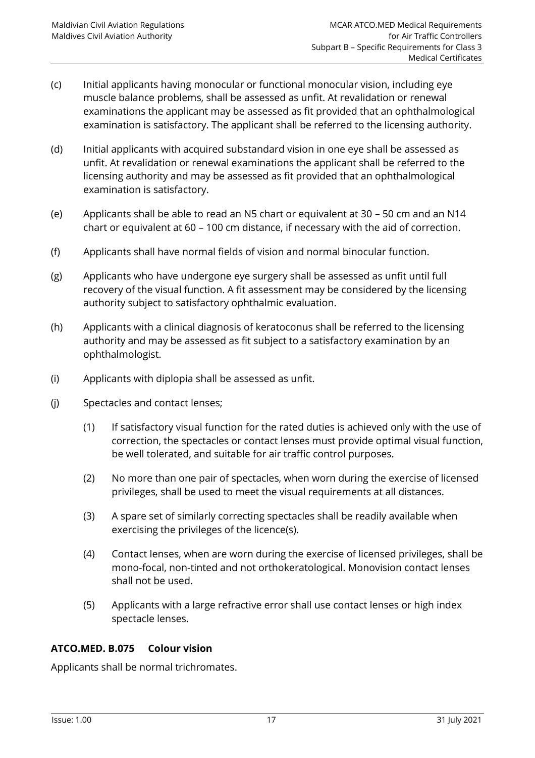(c) Initial applicants having monocular or functional monocular vision, including eye muscle balance problems, shall be assessed as unfit. At revalidation or renewal examinations the applicant may be assessed as fit provided that an ophthalmological examination is satisfactory. The applicant shall be referred to the licensing authority.

(d) Initial applicants with acquired substandard vision in one eye shall be assessed as unfit. At revalidation or renewal examinations the applicant shall be referred to the licensing authority and may be assessed as fit provided that an ophthalmological examination is satisfactory.

(e) Applicants shall be able to read an N5 chart or equivalent at 30 – 50 cm and an N14 chart or equivalent at 60 – 100 cm distance, if necessary with the aid of correction.

(f) Applicants shall have normal fields of vision and normal binocular function.

(g) Applicants who have undergone eye surgery shall be assessed as unfit until full recovery of the visual function. A fit assessment may be considered by the licensing authority subject to satisfactory ophthalmic evaluation.

(h) Applicants with a clinical diagnosis of keratoconus shall be referred to the licensing authority and may be assessed as fit subject to a satisfactory examination by an ophthalmologist.

(i) Applicants with diplopia shall be assessed as unfit.

(j) Spectacles and contact lenses;

  (1) If satisfactory visual function for the rated duties is achieved only with the use of correction, the spectacles or contact lenses must provide optimal visual function, be well tolerated, and suitable for air traffic control purposes.

  (2) No more than one pair of spectacles, when worn during the exercise of licensed privileges, shall be used to meet the visual requirements at all distances.

  (3) A spare set of similarly correcting spectacles shall be readily available when exercising the privileges of the licence(s).

  (4) Contact lenses, when are worn during the exercise of licensed privileges, shall be mono-focal, non-tinted and not orthokeratological. Monovision contact lenses shall not be used.

  (5) Applicants with a large refractive error shall use contact lenses or high index spectacle lenses.

### ATCO.MED. B.075 Colour vision

Applicants shall be normal trichromates.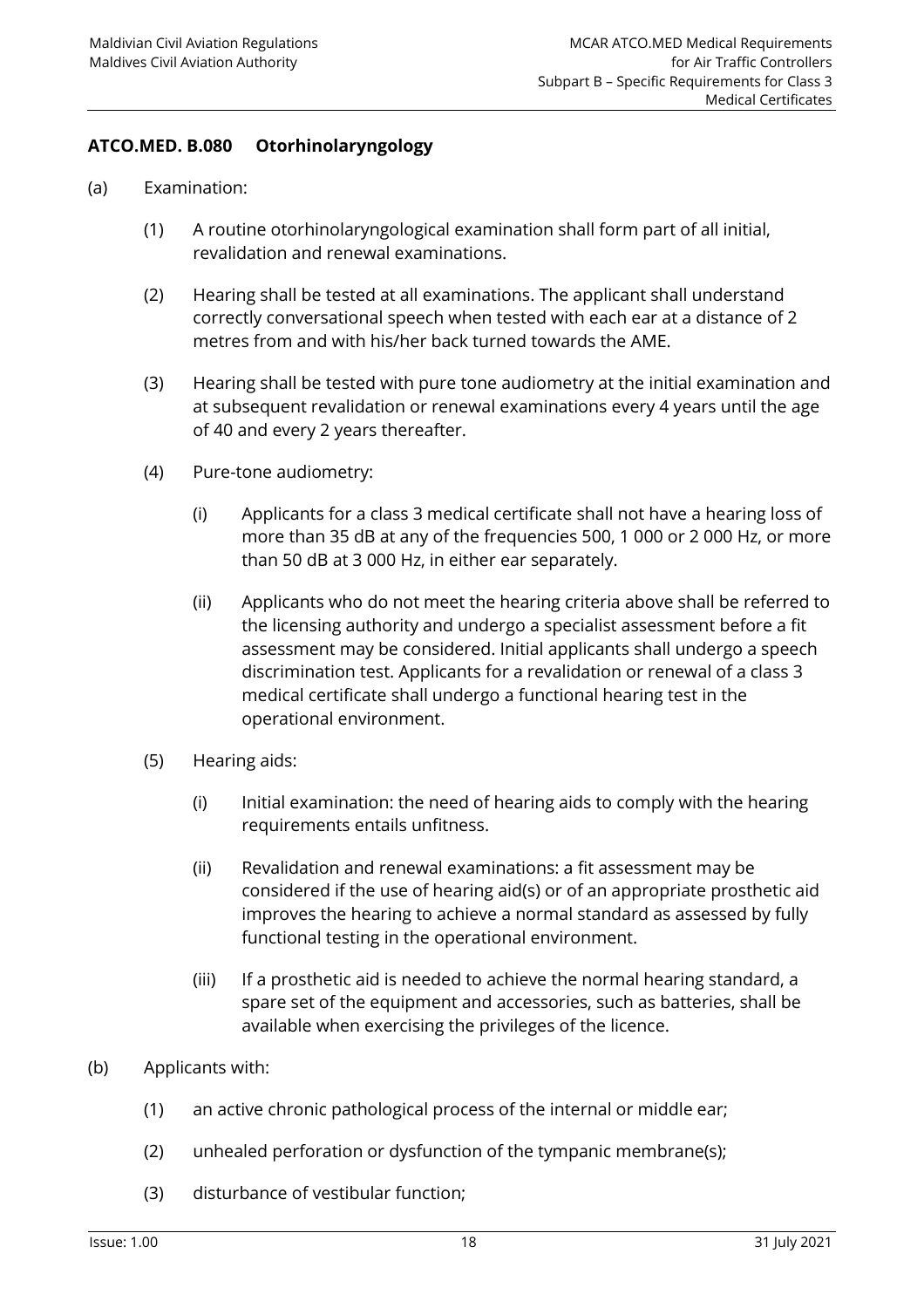### ATCO.MED. B.080 Otorhinolaryngology

(a) Examination:

(1) A routine otorhinolaryngological examination shall form part of all initial, revalidation and renewal examinations.

(2) Hearing shall be tested at all examinations. The applicant shall understand correctly conversational speech when tested with each ear at a distance of 2 metres from and with his/her back turned towards the AME.

(3) Hearing shall be tested with pure tone audiometry at the initial examination and at subsequent revalidation or renewal examinations every 4 years until the age of 40 and every 2 years thereafter.

(4) Pure-tone audiometry:

(i) Applicants for a class 3 medical certificate shall not have a hearing loss of more than 35 dB at any of the frequencies 500, 1 000 or 2 000 Hz, or more than 50 dB at 3 000 Hz, in either ear separately.

(ii) Applicants who do not meet the hearing criteria above shall be referred to the licensing authority and undergo a specialist assessment before a fit assessment may be considered. Initial applicants shall undergo a speech discrimination test. Applicants for a revalidation or renewal of a class 3 medical certificate shall undergo a functional hearing test in the operational environment.

(5) Hearing aids:

(i) Initial examination: the need of hearing aids to comply with the hearing requirements entails unfitness.

(ii) Revalidation and renewal examinations: a fit assessment may be considered if the use of hearing aid(s) or of an appropriate prosthetic aid improves the hearing to achieve a normal standard as assessed by fully functional testing in the operational environment.

(iii) If a prosthetic aid is needed to achieve the normal hearing standard, a spare set of the equipment and accessories, such as batteries, shall be available when exercising the privileges of the licence.

(b) Applicants with:

(1) an active chronic pathological process of the internal or middle ear;

(2) unhealed perforation or dysfunction of the tympanic membrane(s);

(3) disturbance of vestibular function;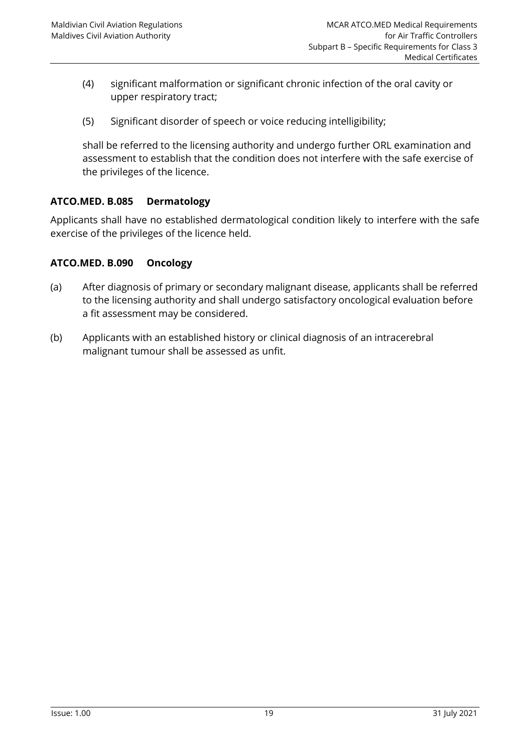(4) significant malformation or significant chronic infection of the oral cavity or upper respiratory tract;

(5) Significant disorder of speech or voice reducing intelligibility;

shall be referred to the licensing authority and undergo further ORL examination and assessment to establish that the condition does not interfere with the safe exercise of the privileges of the licence.

### ATCO.MED. B.085 Dermatology

Applicants shall have no established dermatological condition likely to interfere with the safe exercise of the privileges of the licence held.

### ATCO.MED. B.090 Oncology

(a) After diagnosis of primary or secondary malignant disease, applicants shall be referred to the licensing authority and shall undergo satisfactory oncological evaluation before a fit assessment may be considered.

(b) Applicants with an established history or clinical diagnosis of an intracerebral malignant tumour shall be assessed as unfit.